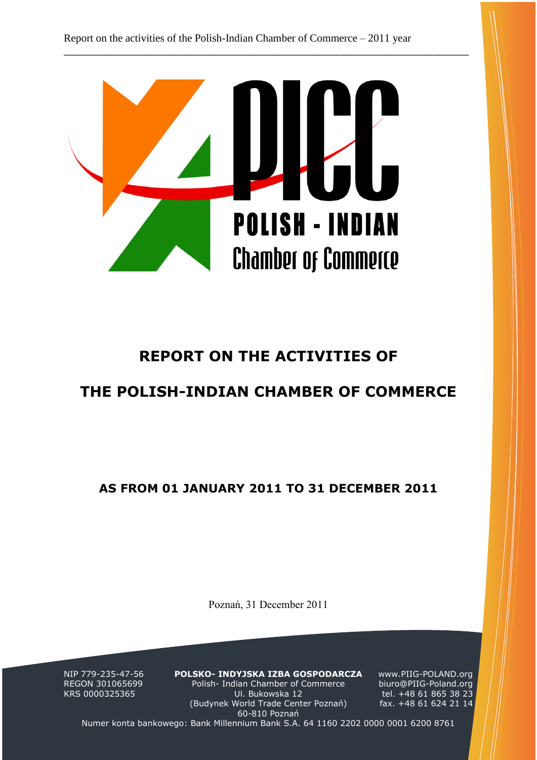PICC

POLISH - INDIAN

Chamber of Commerce

# REPORT ON THE ACTIVITIES OF

# THE POLISH-INDIAN CHAMBER OF COMMERCE

## AS FROM 01 JANUARY 2011 TO 31 DECEMBER 2011

Poznań, 31 December 2011

NIP 779-235-47-56
REGON 301065699
KRS 0000325365

**POLSKO- INDYJSKA IZBA GOSPODARCZA**
Polish- Indian Chamber of Commerce
Ul. Bukowska 12
(Budynek World Trade Center Poznań)
60-810 Poznań

www.PIIG-POLAND.org
biuro@PIIG-Poland.org
tel. +48 61 865 38 23
fax. +48 61 624 21 14

Numer konta bankowego: Bank Millennium Bank S.A. 64 1160 2202 0000 0001 6200 8761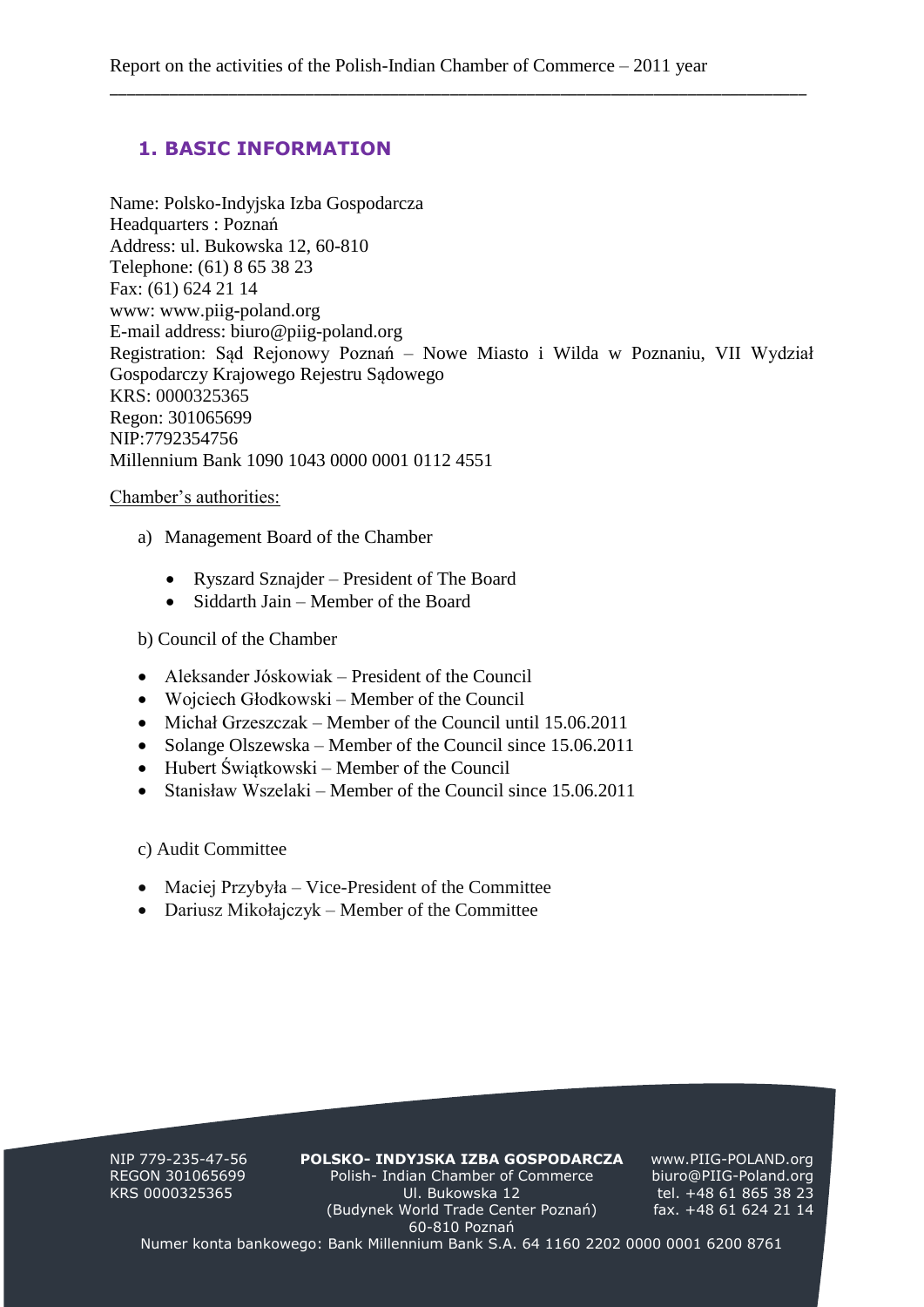## 1. BASIC INFORMATION

Name: Polsko-Indyjska Izba Gospodarcza
Headquarters : Poznań
Address: ul. Bukowska 12, 60-810
Telephone: (61) 8 65 38 23
Fax: (61) 624 21 14
www: www.piig-poland.org
E-mail address: biuro@piig-poland.org
Registration: Sąd Rejonowy Poznań – Nowe Miasto i Wilda w Poznaniu, VII Wydział Gospodarczy Krajowego Rejestru Sądowego
KRS: 0000325365
Regon: 301065699
NIP:7792354756
Millennium Bank 1090 1043 0000 0001 0112 4551

Chamber's authorities:

a) Management Board of the Chamber

- Ryszard Sznajder – President of The Board
- Siddarth Jain – Member of the Board

b) Council of the Chamber

- Aleksander Jóskowiak – President of the Council
- Wojciech Głodkowski – Member of the Council
- Michał Grzeszczak – Member of the Council until 15.06.2011
- Solange Olszewska – Member of the Council since 15.06.2011
- Hubert Świątkowski – Member of the Council
- Stanisław Wszelaki – Member of the Council since 15.06.2011

c) Audit Committee

- Maciej Przybyła – Vice-President of the Committee
- Dariusz Mikołajczyk – Member of the Committee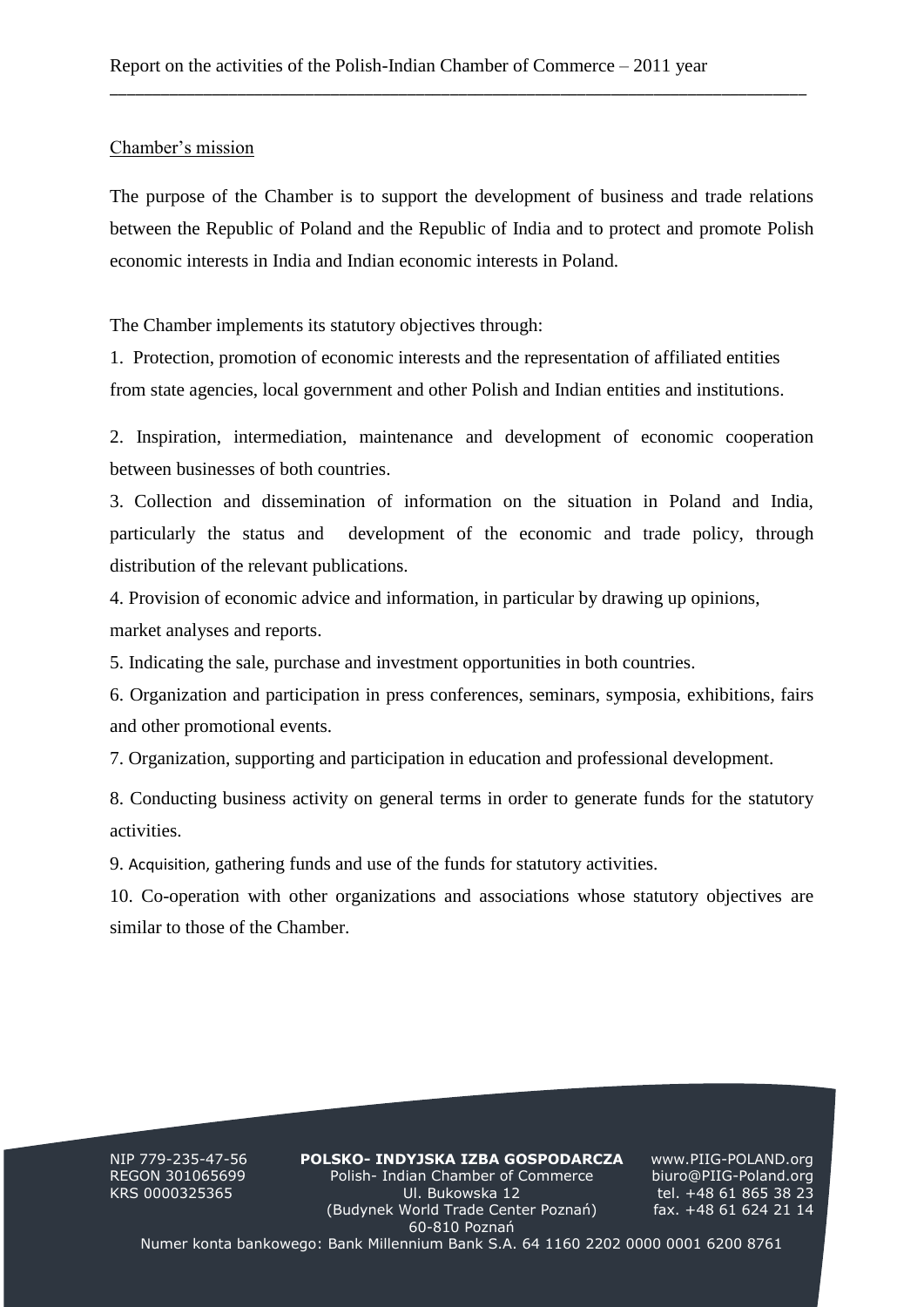## Chamber's mission

The purpose of the Chamber is to support the development of business and trade relations between the Republic of Poland and the Republic of India and to protect and promote Polish economic interests in India and Indian economic interests in Poland.

The Chamber implements its statutory objectives through:

1. Protection, promotion of economic interests and the representation of affiliated entities from state agencies, local government and other Polish and Indian entities and institutions.
2. Inspiration, intermediation, maintenance and development of economic cooperation between businesses of both countries.
3. Collection and dissemination of information on the situation in Poland and India, particularly the status and development of the economic and trade policy, through distribution of the relevant publications.
4. Provision of economic advice and information, in particular by drawing up opinions, market analyses and reports.
5. Indicating the sale, purchase and investment opportunities in both countries.
6. Organization and participation in press conferences, seminars, symposia, exhibitions, fairs and other promotional events.
7. Organization, supporting and participation in education and professional development.
8. Conducting business activity on general terms in order to generate funds for the statutory activities.
9. Acquisition, gathering funds and use of the funds for statutory activities.
10. Co-operation with other organizations and associations whose statutory objectives are similar to those of the Chamber.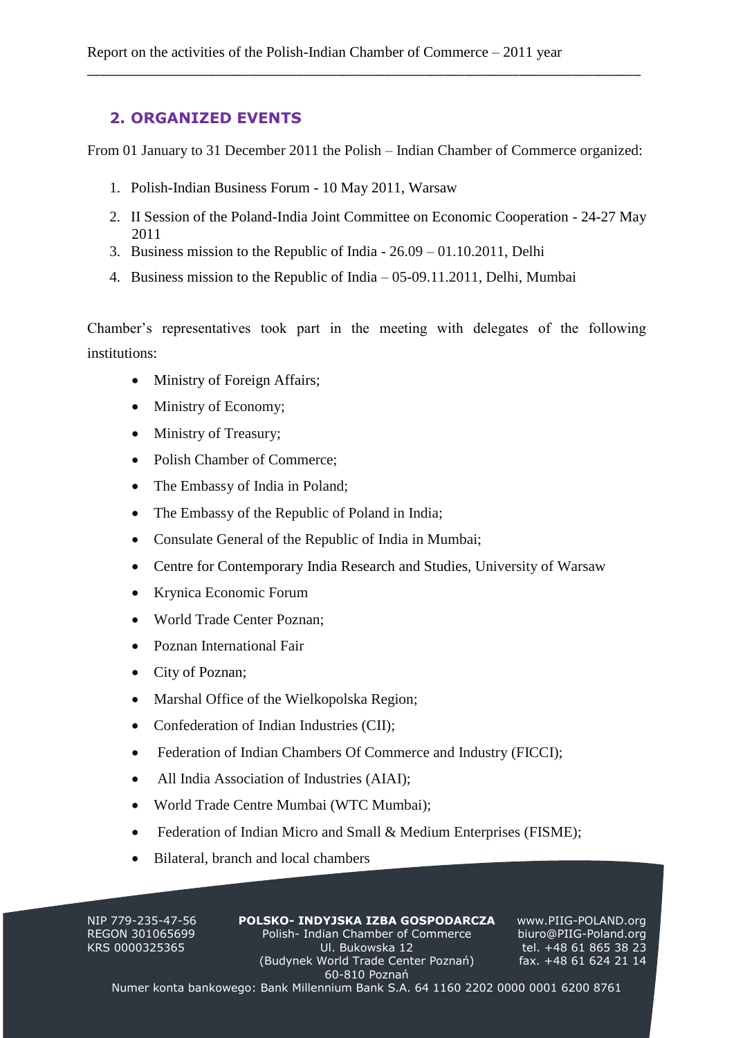## 2. ORGANIZED EVENTS

From 01 January to 31 December 2011 the Polish – Indian Chamber of Commerce organized:

1. Polish-Indian Business Forum - 10 May 2011, Warsaw
2. II Session of the Poland-India Joint Committee on Economic Cooperation - 24-27 May 2011
3. Business mission to the Republic of India - 26.09 – 01.10.2011, Delhi
4. Business mission to the Republic of India – 05-09.11.2011, Delhi, Mumbai

Chamber's representatives took part in the meeting with delegates of the following institutions:

- Ministry of Foreign Affairs;
- Ministry of Economy;
- Ministry of Treasury;
- Polish Chamber of Commerce;
- The Embassy of India in Poland;
- The Embassy of the Republic of Poland in India;
- Consulate General of the Republic of India in Mumbai;
- Centre for Contemporary India Research and Studies, University of Warsaw
- Krynica Economic Forum
- World Trade Center Poznan;
- Poznan International Fair
- City of Poznan;
- Marshal Office of the Wielkopolska Region;
- Confederation of Indian Industries (CII);
- Federation of Indian Chambers Of Commerce and Industry (FICCI);
- All India Association of Industries (AIAI);
- World Trade Centre Mumbai (WTC Mumbai);
- Federation of Indian Micro and Small & Medium Enterprises (FISME);
- Bilateral, branch and local chambers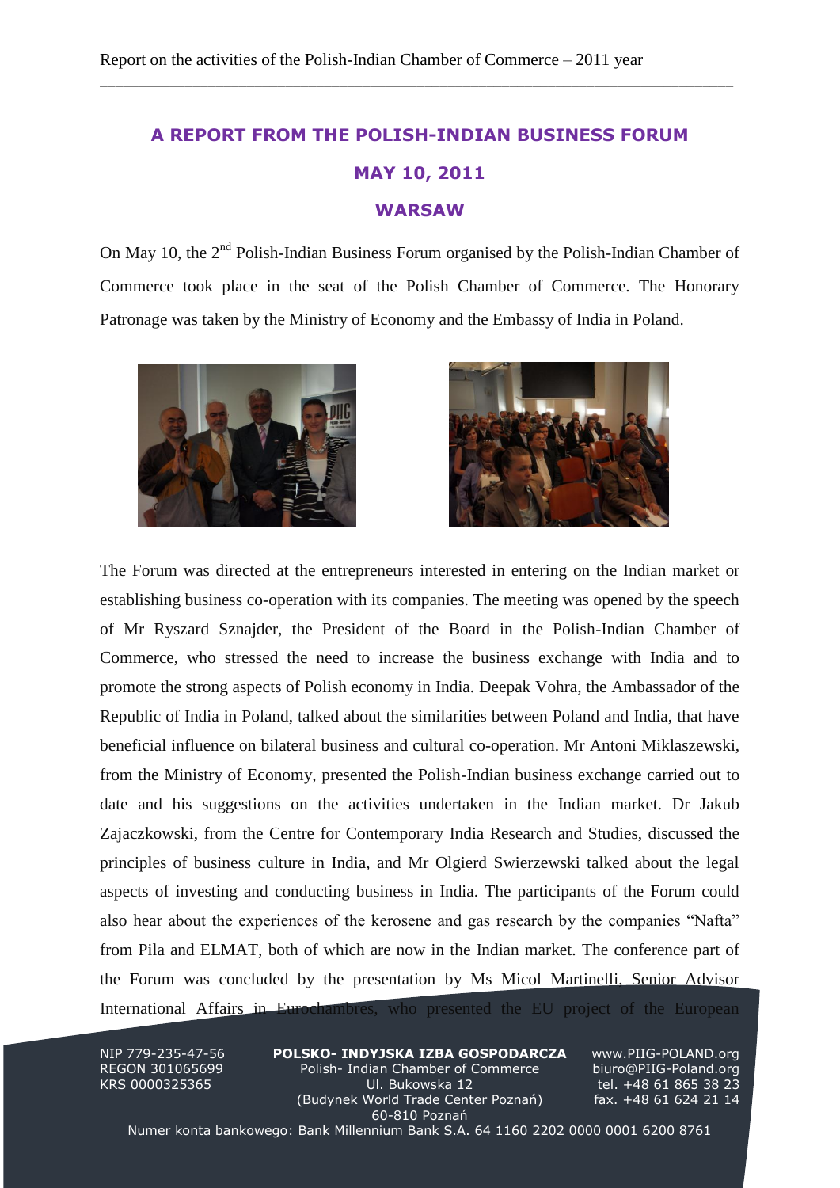## A REPORT FROM THE POLISH-INDIAN BUSINESS FORUM

## MAY 10, 2011

## WARSAW

On May 10, the 2nd Polish-Indian Business Forum organised by the Polish-Indian Chamber of Commerce took place in the seat of the Polish Chamber of Commerce. The Honorary Patronage was taken by the Ministry of Economy and the Embassy of India in Poland.

The Forum was directed at the entrepreneurs interested in entering on the Indian market or establishing business co-operation with its companies. The meeting was opened by the speech of Mr Ryszard Sznajder, the President of the Board in the Polish-Indian Chamber of Commerce, who stressed the need to increase the business exchange with India and to promote the strong aspects of Polish economy in India. Deepak Vohra, the Ambassador of the Republic of India in Poland, talked about the similarities between Poland and India, that have beneficial influence on bilateral business and cultural co-operation. Mr Antoni Miklaszewski, from the Ministry of Economy, presented the Polish-Indian business exchange carried out to date and his suggestions on the activities undertaken in the Indian market. Dr Jakub Zajaczkowski, from the Centre for Contemporary India Research and Studies, discussed the principles of business culture in India, and Mr Olgierd Swierzewski talked about the legal aspects of investing and conducting business in India. The participants of the Forum could also hear about the experiences of the kerosene and gas research by the companies "Nafta" from Pila and ELMAT, both of which are now in the Indian market. The conference part of the Forum was concluded by the presentation by Ms Micol Martinelli, Senior Advisor International Affairs in Eurochambres, who presented the EU project of the European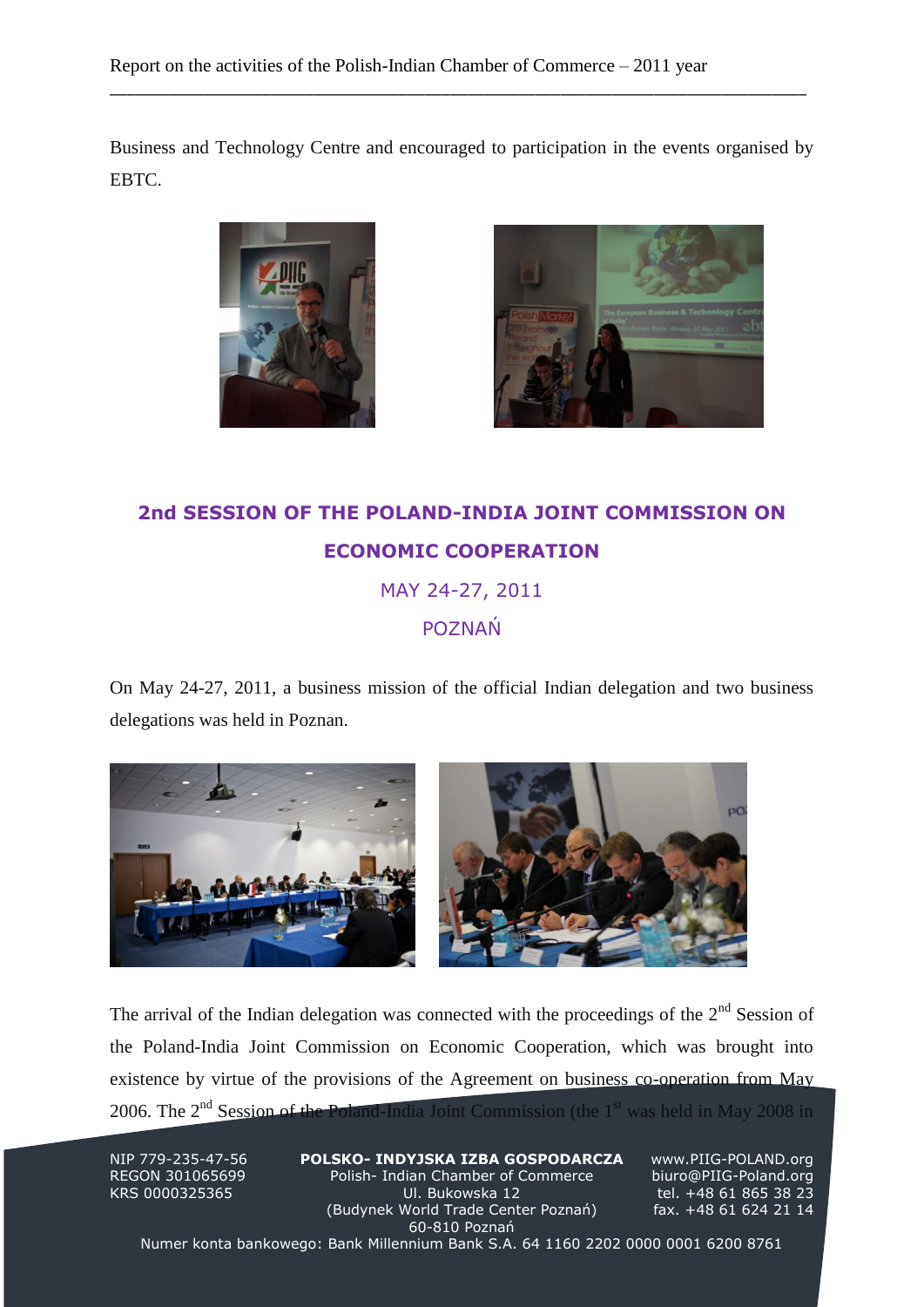Business and Technology Centre and encouraged to participation in the events organised by EBTC.

## 2nd SESSION OF THE POLAND-INDIA JOINT COMMISSION ON ECONOMIC COOPERATION

MAY 24-27, 2011

POZNAŃ

On May 24-27, 2011, a business mission of the official Indian delegation and two business delegations was held in Poznan.

The arrival of the Indian delegation was connected with the proceedings of the 2nd Session of the Poland-India Joint Commission on Economic Cooperation, which was brought into existence by virtue of the provisions of the Agreement on business co-operation from May 2006. The 2nd Session of the Poland-India Joint Commission (the 1st was held in May 2008 in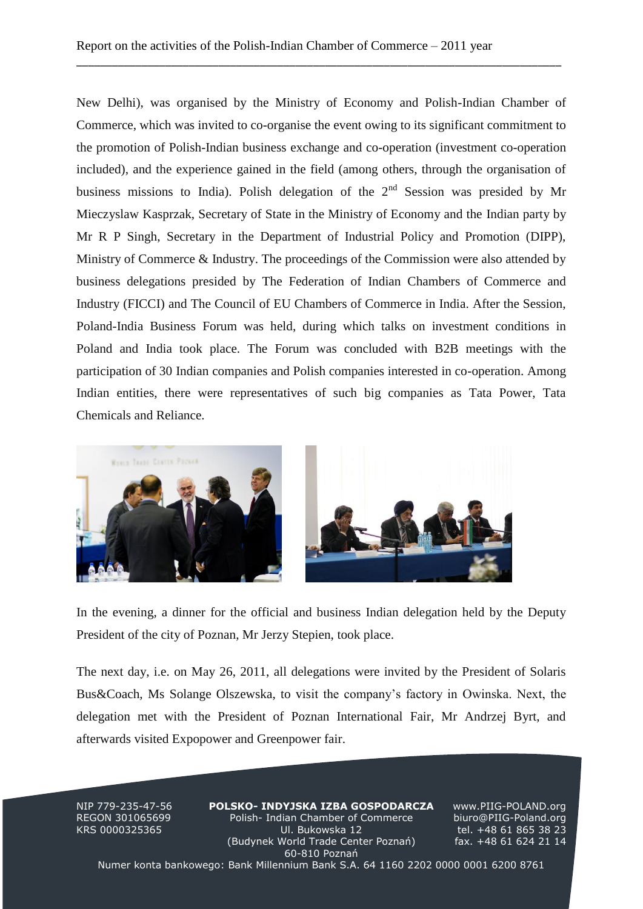New Delhi), was organised by the Ministry of Economy and Polish-Indian Chamber of Commerce, which was invited to co-organise the event owing to its significant commitment to the promotion of Polish-Indian business exchange and co-operation (investment co-operation included), and the experience gained in the field (among others, through the organisation of business missions to India). Polish delegation of the 2nd Session was presided by Mr Mieczyslaw Kasprzak, Secretary of State in the Ministry of Economy and the Indian party by Mr R P Singh, Secretary in the Department of Industrial Policy and Promotion (DIPP), Ministry of Commerce & Industry. The proceedings of the Commission were also attended by business delegations presided by The Federation of Indian Chambers of Commerce and Industry (FICCI) and The Council of EU Chambers of Commerce in India. After the Session, Poland-India Business Forum was held, during which talks on investment conditions in Poland and India took place. The Forum was concluded with B2B meetings with the participation of 30 Indian companies and Polish companies interested in co-operation. Among Indian entities, there were representatives of such big companies as Tata Power, Tata Chemicals and Reliance.

In the evening, a dinner for the official and business Indian delegation held by the Deputy President of the city of Poznan, Mr Jerzy Stepien, took place.

The next day, i.e. on May 26, 2011, all delegations were invited by the President of Solaris Bus&Coach, Ms Solange Olszewska, to visit the company's factory in Owinska. Next, the delegation met with the President of Poznan International Fair, Mr Andrzej Byrt, and afterwards visited Expopower and Greenpower fair.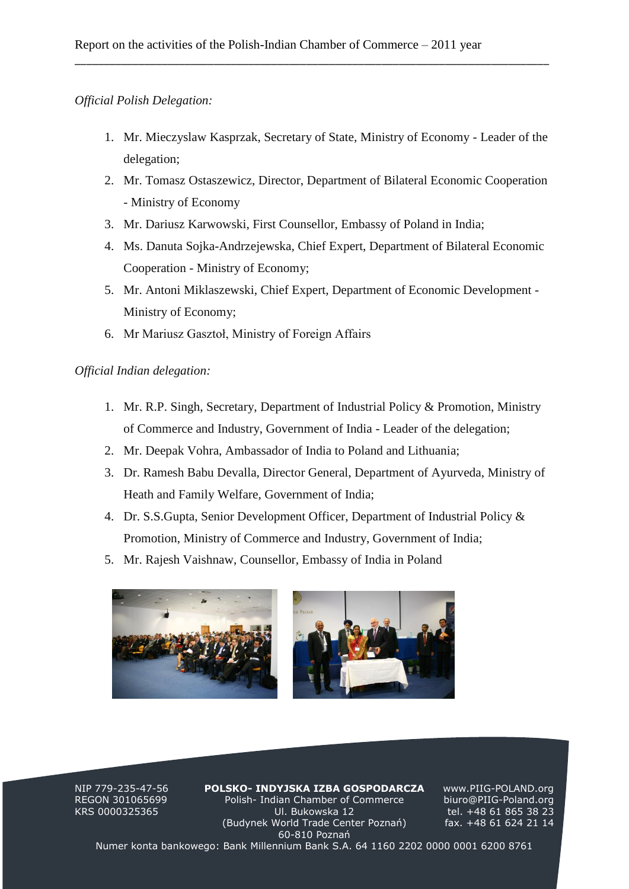*Official Polish Delegation:*

1. Mr. Mieczyslaw Kasprzak, Secretary of State, Ministry of Economy - Leader of the delegation;
2. Mr. Tomasz Ostaszewicz, Director, Department of Bilateral Economic Cooperation - Ministry of Economy
3. Mr. Dariusz Karwowski, First Counsellor, Embassy of Poland in India;
4. Ms. Danuta Sojka-Andrzejewska, Chief Expert, Department of Bilateral Economic Cooperation - Ministry of Economy;
5. Mr. Antoni Miklaszewski, Chief Expert, Department of Economic Development - Ministry of Economy;
6. Mr Mariusz Gasztoł, Ministry of Foreign Affairs

*Official Indian delegation:*

1. Mr. R.P. Singh, Secretary, Department of Industrial Policy & Promotion, Ministry of Commerce and Industry, Government of India - Leader of the delegation;
2. Mr. Deepak Vohra, Ambassador of India to Poland and Lithuania;
3. Dr. Ramesh Babu Devalla, Director General, Department of Ayurveda, Ministry of Heath and Family Welfare, Government of India;
4. Dr. S.S.Gupta, Senior Development Officer, Department of Industrial Policy & Promotion, Ministry of Commerce and Industry, Government of India;
5. Mr. Rajesh Vaishnaw, Counsellor, Embassy of India in Poland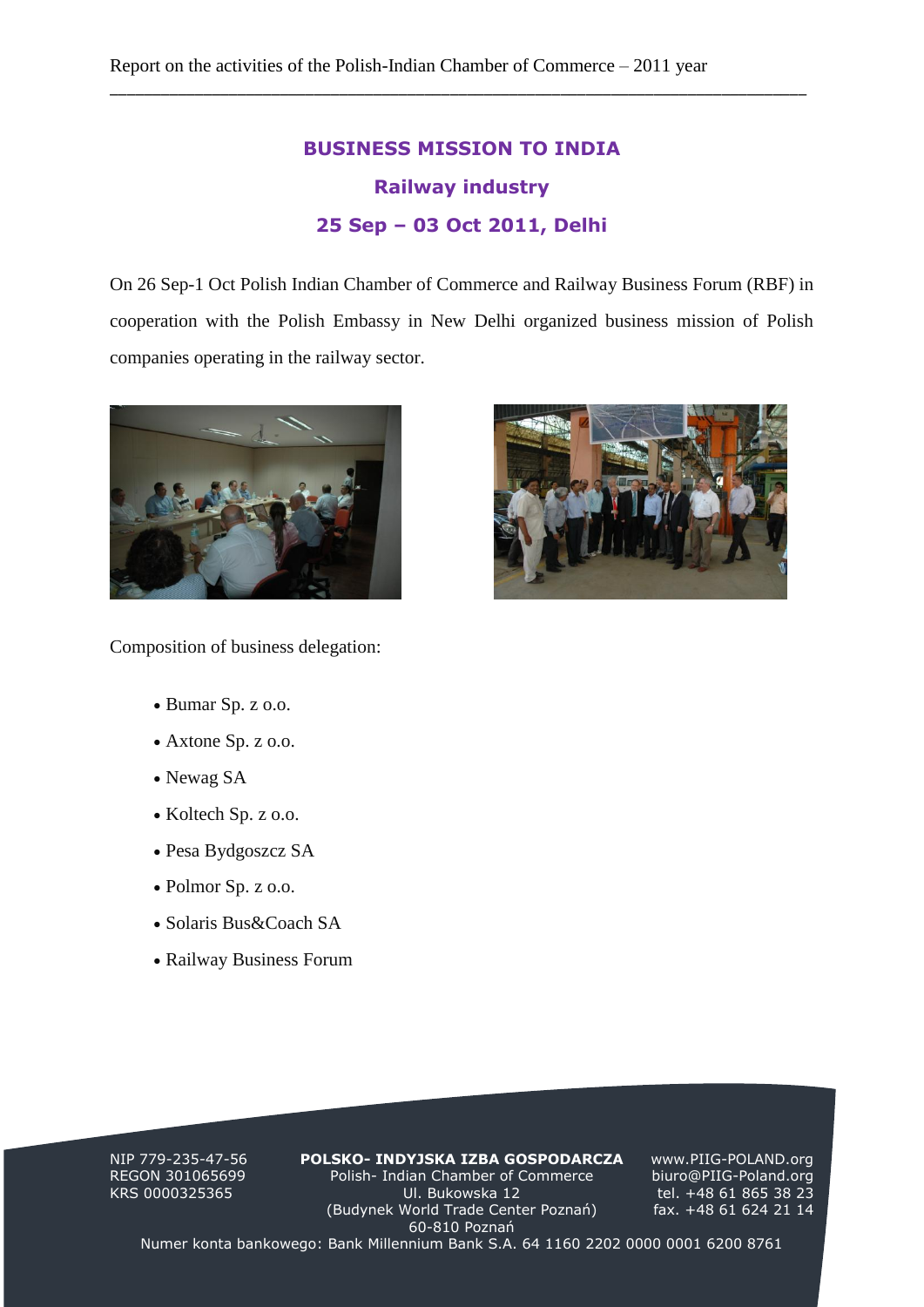## BUSINESS MISSION TO INDIA

### Railway industry

### 25 Sep – 03 Oct 2011, Delhi

On 26 Sep-1 Oct Polish Indian Chamber of Commerce and Railway Business Forum (RBF) in cooperation with the Polish Embassy in New Delhi organized business mission of Polish companies operating in the railway sector.

Composition of business delegation:

- Bumar Sp. z o.o.
- Axtone Sp. z o.o.
- Newag SA
- Koltech Sp. z o.o.
- Pesa Bydgoszcz SA
- Polmor Sp. z o.o.
- Solaris Bus&Coach SA
- Railway Business Forum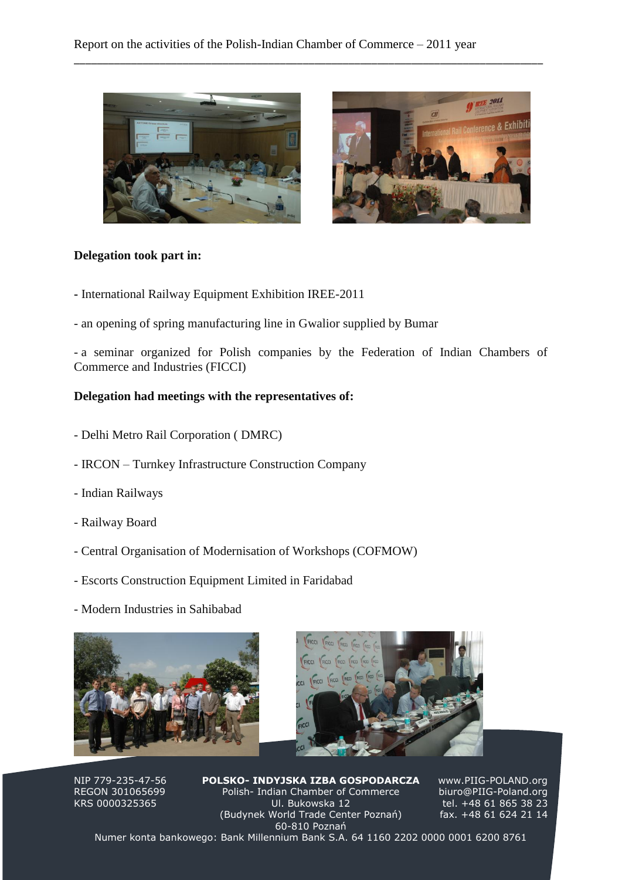**Delegation took part in:**

- International Railway Equipment Exhibition IREE-2011

- an opening of spring manufacturing line in Gwalior supplied by Bumar

- a seminar organized for Polish companies by the Federation of Indian Chambers of Commerce and Industries (FICCI)

**Delegation had meetings with the representatives of:**

- Delhi Metro Rail Corporation ( DMRC)

- IRCON – Turnkey Infrastructure Construction Company

- Indian Railways

- Railway Board

- Central Organisation of Modernisation of Workshops (COFMOW)

- Escorts Construction Equipment Limited in Faridabad

- Modern Industries in Sahibabad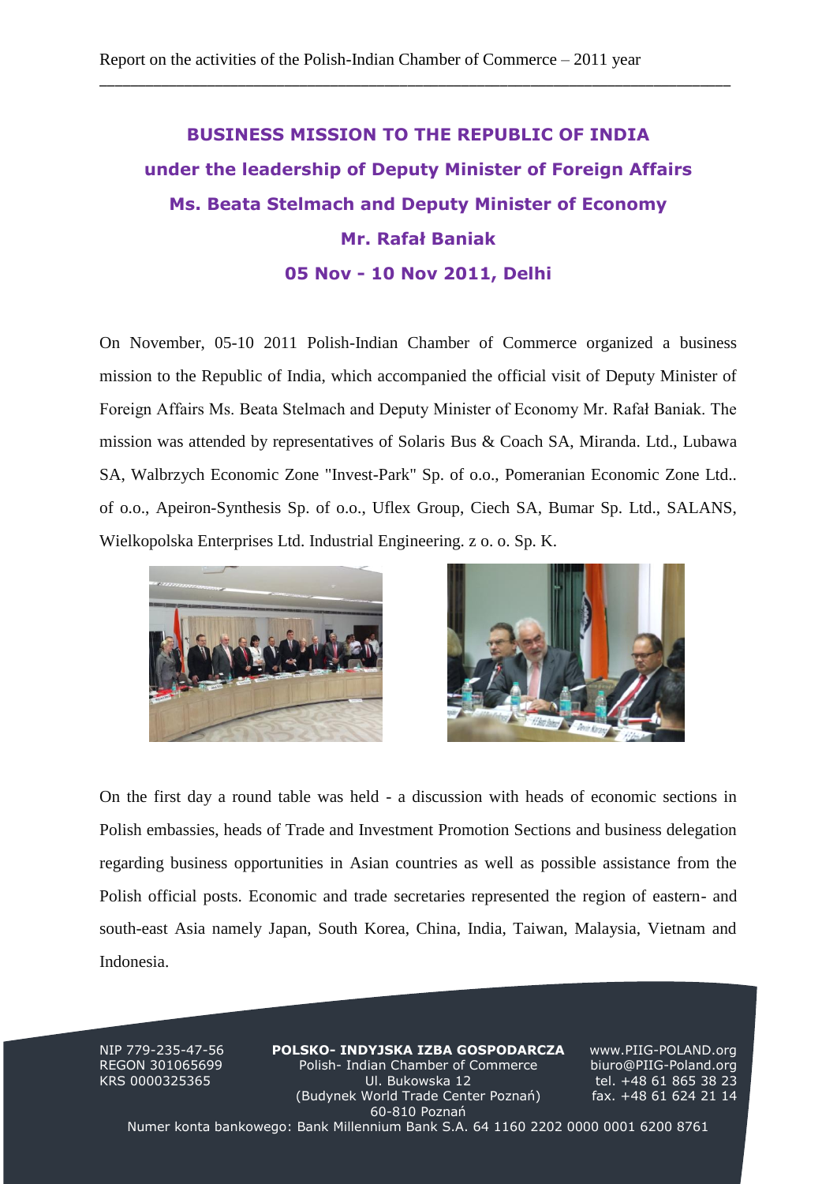## BUSINESS MISSION TO THE REPUBLIC OF INDIA under the leadership of Deputy Minister of Foreign Affairs Ms. Beata Stelmach and Deputy Minister of Economy Mr. Rafał Baniak 05 Nov - 10 Nov 2011, Delhi

On November, 05-10 2011 Polish-Indian Chamber of Commerce organized a business mission to the Republic of India, which accompanied the official visit of Deputy Minister of Foreign Affairs Ms. Beata Stelmach and Deputy Minister of Economy Mr. Rafał Baniak. The mission was attended by representatives of Solaris Bus & Coach SA, Miranda. Ltd., Lubawa SA, Walbrzych Economic Zone "Invest-Park" Sp. of o.o., Pomeranian Economic Zone Ltd.. of o.o., Apeiron-Synthesis Sp. of o.o., Uflex Group, Ciech SA, Bumar Sp. Ltd., SALANS, Wielkopolska Enterprises Ltd. Industrial Engineering. z o. o. Sp. K.

On the first day a round table was held - a discussion with heads of economic sections in Polish embassies, heads of Trade and Investment Promotion Sections and business delegation regarding business opportunities in Asian countries as well as possible assistance from the Polish official posts. Economic and trade secretaries represented the region of eastern- and south-east Asia namely Japan, South Korea, China, India, Taiwan, Malaysia, Vietnam and Indonesia.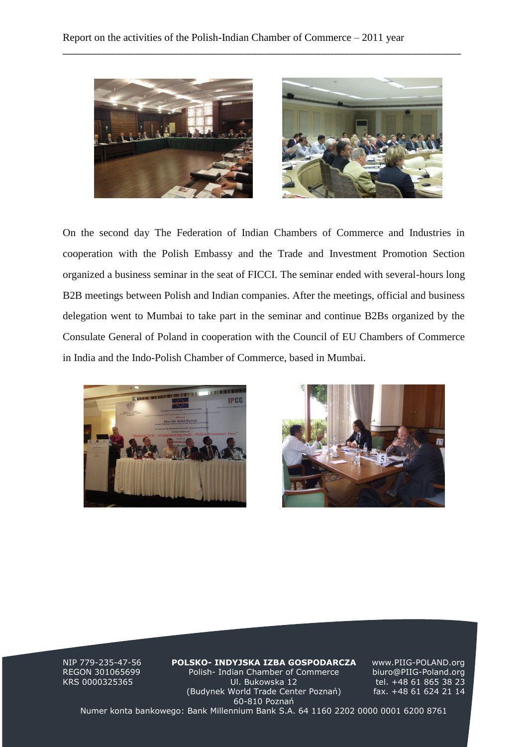On the second day The Federation of Indian Chambers of Commerce and Industries in cooperation with the Polish Embassy and the Trade and Investment Promotion Section organized a business seminar in the seat of FICCI. The seminar ended with several-hours long B2B meetings between Polish and Indian companies. After the meetings, official and business delegation went to Mumbai to take part in the seminar and continue B2Bs organized by the Consulate General of Poland in cooperation with the Council of EU Chambers of Commerce in India and the Indo-Polish Chamber of Commerce, based in Mumbai.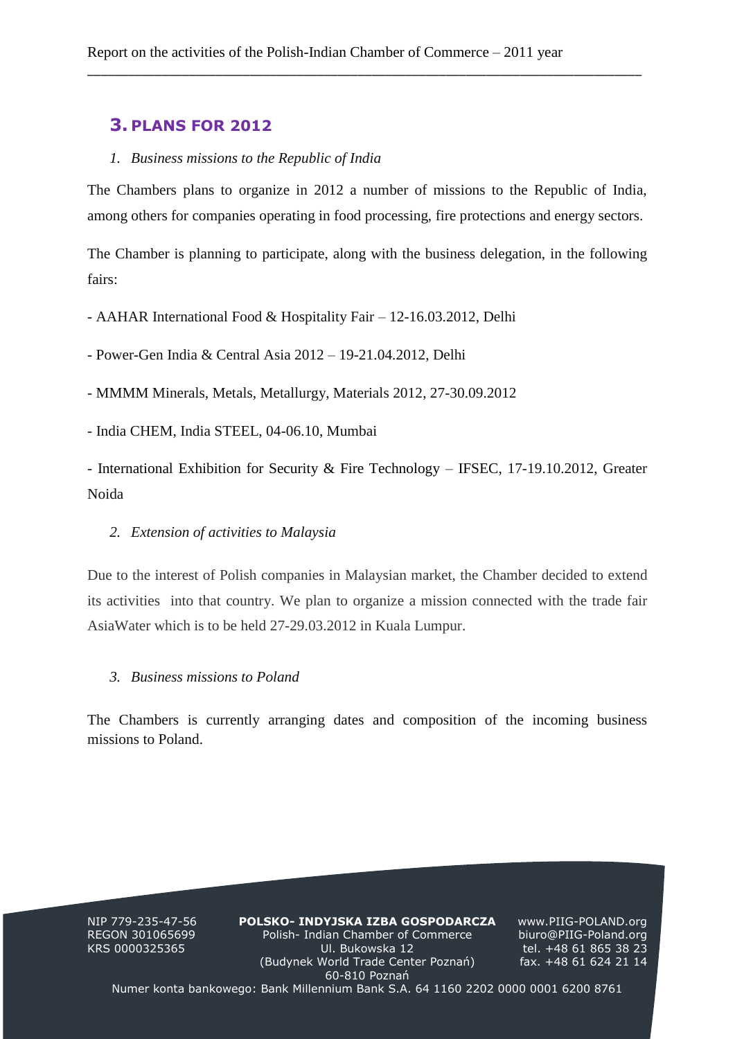## 3. PLANS FOR 2012

*1. Business missions to the Republic of India*

The Chambers plans to organize in 2012 a number of missions to the Republic of India, among others for companies operating in food processing, fire protections and energy sectors.

The Chamber is planning to participate, along with the business delegation, in the following fairs:

- AAHAR International Food & Hospitality Fair – 12-16.03.2012, Delhi

- Power-Gen India & Central Asia 2012 – 19-21.04.2012, Delhi

- MMMM Minerals, Metals, Metallurgy, Materials 2012, 27-30.09.2012

- India CHEM, India STEEL, 04-06.10, Mumbai

- International Exhibition for Security & Fire Technology – IFSEC, 17-19.10.2012, Greater Noida

*2. Extension of activities to Malaysia*

Due to the interest of Polish companies in Malaysian market, the Chamber decided to extend its activities into that country. We plan to organize a mission connected with the trade fair AsiaWater which is to be held 27-29.03.2012 in Kuala Lumpur.

*3. Business missions to Poland*

The Chambers is currently arranging dates and composition of the incoming business missions to Poland.